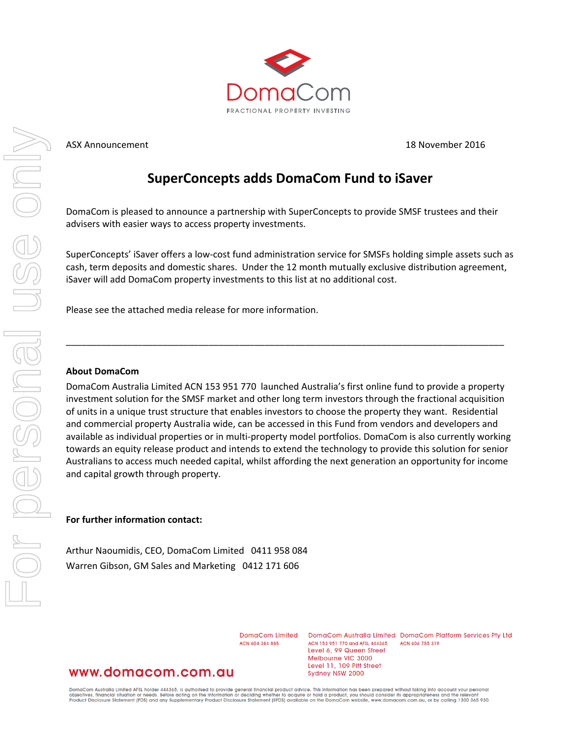DomaCom

FRACTIONAL PROPERTY INVESTING

ASX Announcement

18 November 2016

# SuperConcepts adds DomaCom Fund to iSaver

DomaCom is pleased to announce a partnership with SuperConcepts to provide SMSF trustees and their advisers with easier ways to access property investments.

SuperConcepts' iSaver offers a low-cost fund administration service for SMSFs holding simple assets such as cash, term deposits and domestic shares. Under the 12 month mutually exclusive distribution agreement, iSaver will add DomaCom property investments to this list at no additional cost.

Please see the attached media release for more information.

---

**About DomaCom**

DomaCom Australia Limited ACN 153 951 770 launched Australia's first online fund to provide a property investment solution for the SMSF market and other long term investors through the fractional acquisition of units in a unique trust structure that enables investors to choose the property they want. Residential and commercial property Australia wide, can be accessed in this Fund from vendors and developers and available as individual properties or in multi-property model portfolios. DomaCom is also currently working towards an equity release product and intends to extend the technology to provide this solution for senior Australians to access much needed capital, whilst affording the next generation an opportunity for income and capital growth through property.

**For further information contact:**

Arthur Naoumidis, CEO, DomaCom Limited 0411 958 084

Warren Gibson, GM Sales and Marketing 0412 171 606

www.domacom.com.au

DomaCom Limited
ACN 604 384 885

DomaCom Australia Limited
ACN 153 951 770 and AFSL 444365
Level 6, 99 Queen Street
Melbourne VIC 3000
Level 11, 109 Pitt Street
Sydney NSW 2000

DomaCom Platform Services Pty Ltd
ACN 606 755 319

DomaCom Australia Limited AFSL holder 444365, is authorised to provide general financial product advice. This information has been prepared without taking into account your personal objectives, financial situation or needs. Before acting on the information or deciding whether to acquire or hold a product, you should consider its appropriateness and the relevant Product Disclosure Statement (PDS) and any Supplementary Product Disclosure Statement (SPDS) available on the DomaCom website, www.domacom.com.au, or by calling 1300 365 930.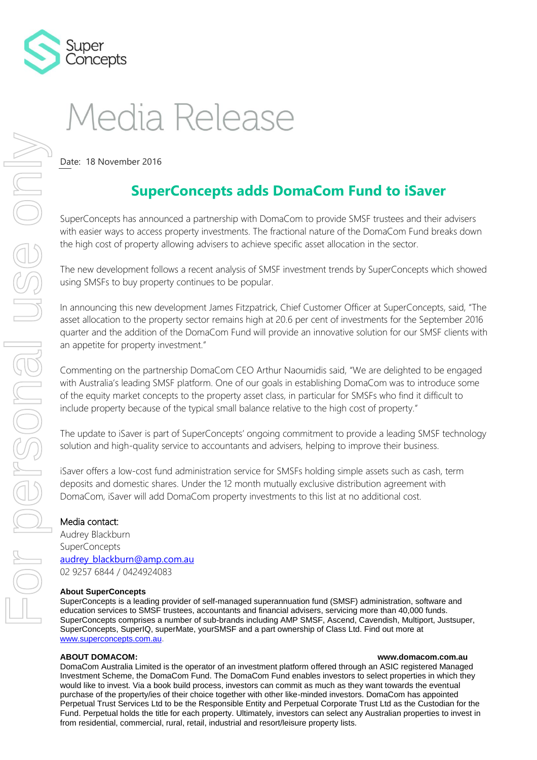Super Concepts

# Media Release

Date: 18 November 2016

## SuperConcepts adds DomaCom Fund to iSaver

SuperConcepts has announced a partnership with DomaCom to provide SMSF trustees and their advisers with easier ways to access property investments. The fractional nature of the DomaCom Fund breaks down the high cost of property allowing advisers to achieve specific asset allocation in the sector.

The new development follows a recent analysis of SMSF investment trends by SuperConcepts which showed using SMSFs to buy property continues to be popular.

In announcing this new development James Fitzpatrick, Chief Customer Officer at SuperConcepts, said, "The asset allocation to the property sector remains high at 20.6 per cent of investments for the September 2016 quarter and the addition of the DomaCom Fund will provide an innovative solution for our SMSF clients with an appetite for property investment."

Commenting on the partnership DomaCom CEO Arthur Naoumidis said, "We are delighted to be engaged with Australia's leading SMSF platform. One of our goals in establishing DomaCom was to introduce some of the equity market concepts to the property asset class, in particular for SMSFs who find it difficult to include property because of the typical small balance relative to the high cost of property."

The update to iSaver is part of SuperConcepts' ongoing commitment to provide a leading SMSF technology solution and high-quality service to accountants and advisers, helping to improve their business.

iSaver offers a low-cost fund administration service for SMSFs holding simple assets such as cash, term deposits and domestic shares. Under the 12 month mutually exclusive distribution agreement with DomaCom, iSaver will add DomaCom property investments to this list at no additional cost.

Media contact:
Audrey Blackburn
SuperConcepts
audrey_blackburn@amp.com.au
02 9257 6844 / 0424924083

**About SuperConcepts**

SuperConcepts is a leading provider of self-managed superannuation fund (SMSF) administration, software and education services to SMSF trustees, accountants and financial advisers, servicing more than 40,000 funds. SuperConcepts comprises a number of sub-brands including AMP SMSF, Ascend, Cavendish, Multiport, Justsuper, SuperConcepts, SuperIQ, superMate, yourSMSF and a part ownership of Class Ltd. Find out more at www.superconcepts.com.au.

**ABOUT DOMACOM:** **www.domacom.com.au**

DomaCom Australia Limited is the operator of an investment platform offered through an ASIC registered Managed Investment Scheme, the DomaCom Fund. The DomaCom Fund enables investors to select properties in which they would like to invest. Via a book build process, investors can commit as much as they want towards the eventual purchase of the property/ies of their choice together with other like-minded investors. DomaCom has appointed Perpetual Trust Services Ltd to be the Responsible Entity and Perpetual Corporate Trust Ltd as the Custodian for the Fund. Perpetual holds the title for each property. Ultimately, investors can select any Australian properties to invest in from residential, commercial, rural, retail, industrial and resort/leisure property lists.